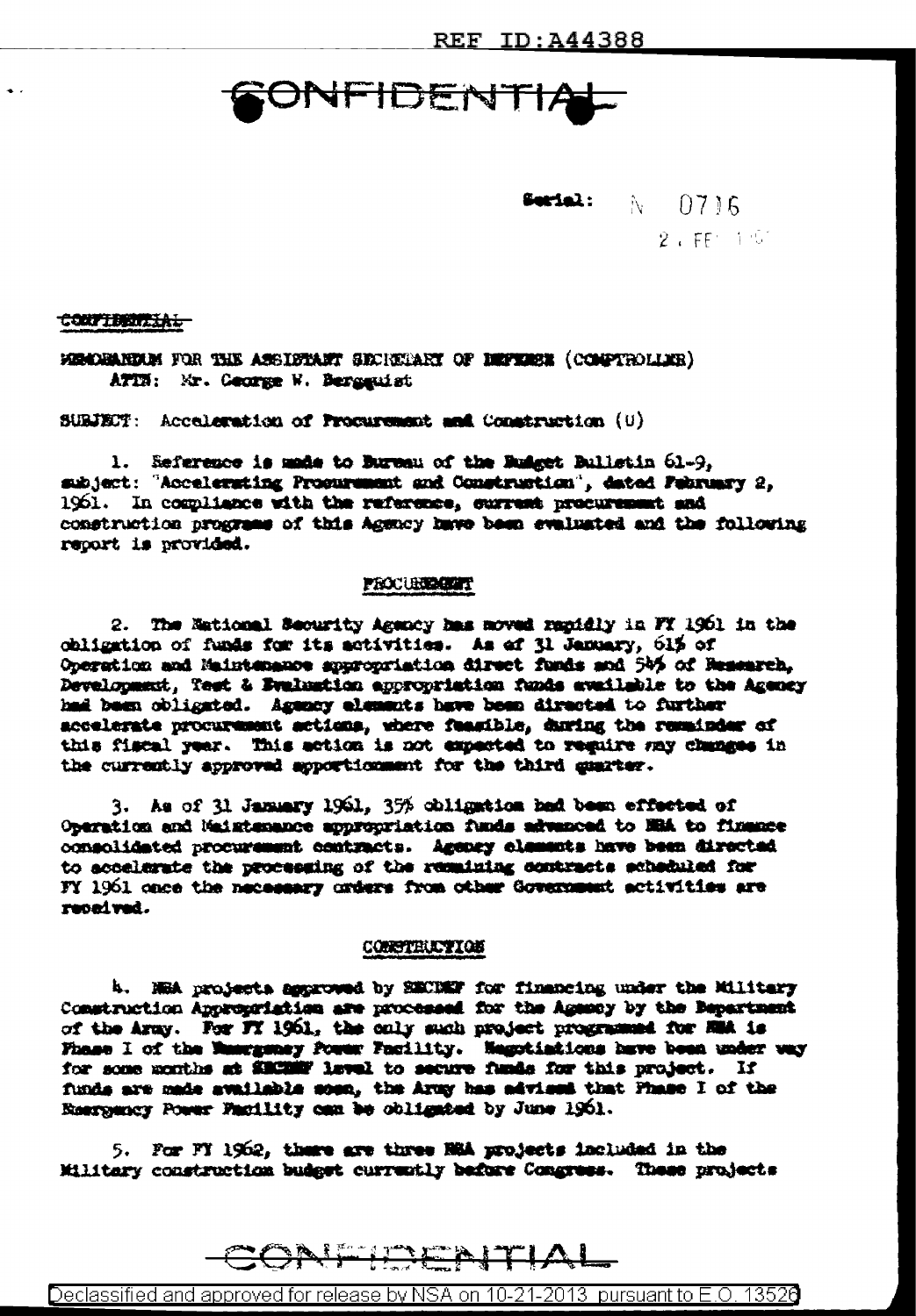REF ID:A44388

CONFIDENTIAL

Serial: N 0716
2 FEB 1961

CONFIDENTIAL

MEMORANDUM FOR THE ASSISTANT SECRETARY OF DEFENSE (COMPTROLLER)
ATTN: Mr. George W. Bergquist

SUBJECT: Acceleration of Procurement and Construction (U)

1. Reference is made to Bureau of the Budget Bulletin 61-9, subject: "Accelerating Procurement and Construction", dated February 2, 1961. In compliance with the reference, current procurement and construction programs of this Agency have been evaluated and the following report is provided.

PROCUREMENT

2. The National Security Agency has moved rapidly in FY 1961 in the obligation of funds for its activities. As of 31 January, 61% of Operation and Maintenance appropriation direct funds and 54% of Research, Development, Test & Evaluation appropriation funds available to the Agency had been obligated. Agency elements have been directed to further accelerate procurement actions, where feasible, during the remainder of this fiscal year. This action is not expected to require any changes in the currently approved apportionment for the third quarter.

3. As of 31 January 1961, 35% obligation had been effected of Operation and Maintenance appropriation funds advanced to NSA to finance consolidated procurement contracts. Agency elements have been directed to accelerate the processing of the remaining contracts scheduled for FY 1961 once the necessary orders from other Government activities are received.

CONSTRUCTION

4. NSA projects approved by SECDEF for financing under the Military Construction Appropriation are processed for the Agency by the Department of the Army. For FY 1961, the only such project programmed for NSA is Phase I of the Emergency Power Facility. Negotiations have been under way for some months at SECDEF level to secure funds for this project. If funds are made available soon, the Army has advised that Phase I of the Emergency Power Facility can be obligated by June 1961.

5. For FY 1962, there are three NSA projects included in the Military construction budget currently before Congress. These projects

CONFIDENTIAL

Declassified and approved for release by NSA on 10-21-2013 pursuant to E.O. 13526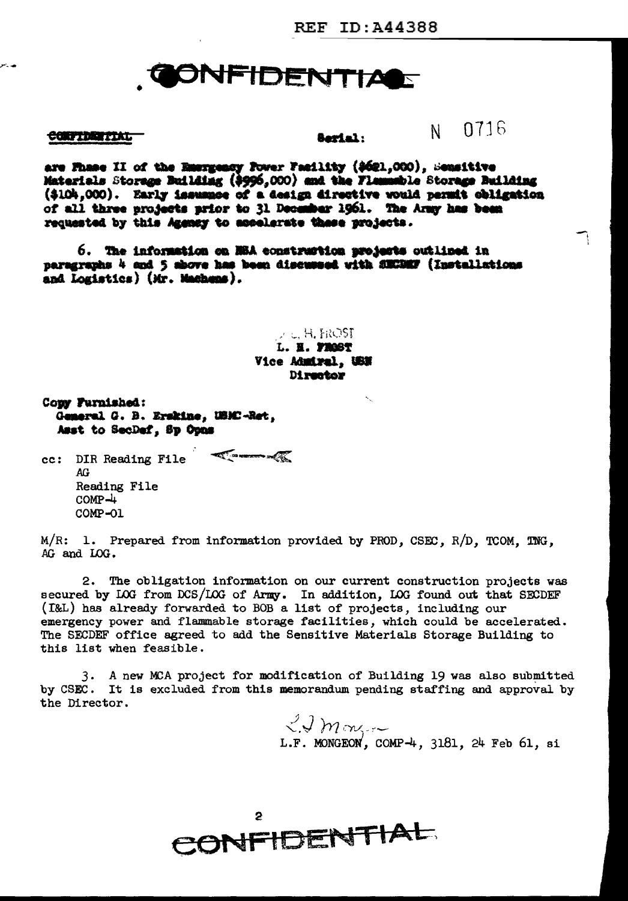CONFIDENTIAL

CONFIDENTIAL                Serial: N 0716

are Phase II of the Emergency Power Facility ($621,000), Sensitive Materials Storage Building ($996,000) and the Flammable Storage Building ($104,000). Early issuance of a design directive would permit obligation of all three projects prior to 31 December 1961. The Army has been requested by this Agency to accelerate these projects.

6. The information on NSA construction projects outlined in paragraphs 4 and 5 above has been discussed with SECDEF (Installations and Logistics) (Mr. Machens).

L. H. FROST
L. H. FROST
Vice Admiral, USN
Director

Copy Furnished:
General G. B. Erskine, USMC-Ret,
Asst to SecDef, Sp Opns

cc: DIR Reading File
AG
Reading File
COMP-4
COMP-01

M/R: 1. Prepared from information provided by PROD, CSEC, R/D, TCOM, TNG, AG and LOG.

2. The obligation information on our current construction projects was secured by LOG from DCS/LOG of Army. In addition, LOG found out that SECDEF (I&L) has already forwarded to BOB a list of projects, including our emergency power and flammable storage facilities, which could be accelerated. The SECDEF office agreed to add the Sensitive Materials Storage Building to this list when feasible.

3. A new MCA project for modification of Building 19 was also submitted by CSEC. It is excluded from this memorandum pending staffing and approval by the Director.

L.F. MONGEON, COMP-4, 3181, 24 Feb 61, si

CONFIDENTIAL